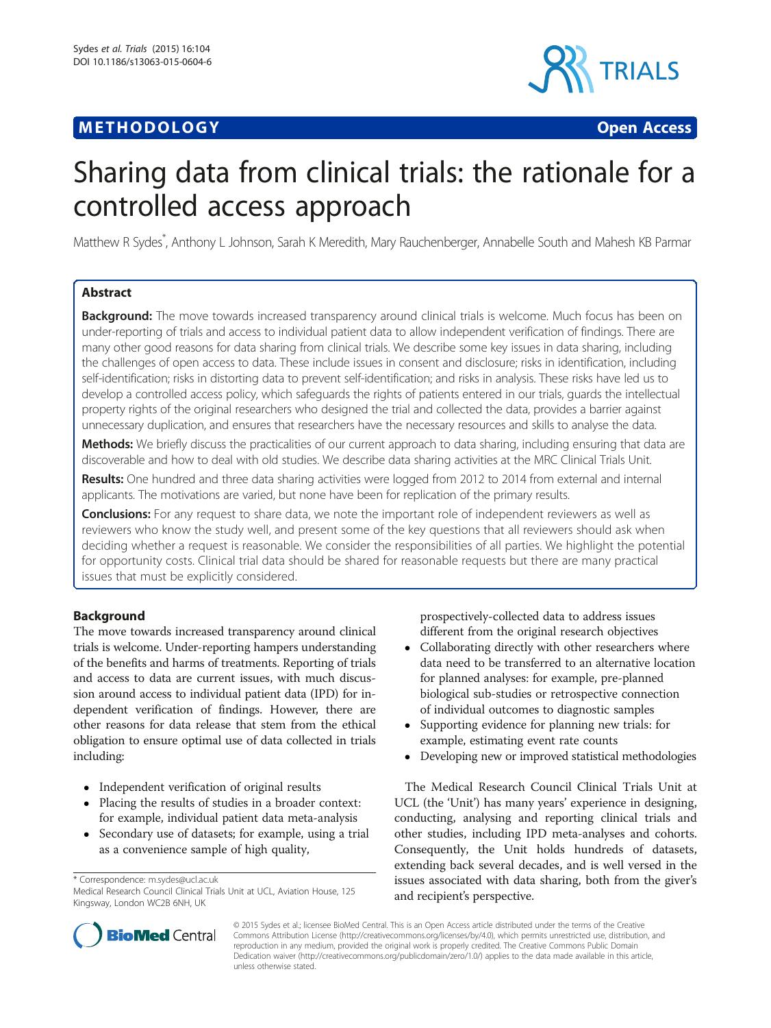METHODOLOGY Open Access

# Sharing data from clinical trials: the rationale for a controlled access approach

Matthew R Sydes*, Anthony L Johnson, Sarah K Meredith, Mary Rauchenberger, Annabelle South and Mahesh KB Parmar

## Abstract

**Background:** The move towards increased transparency around clinical trials is welcome. Much focus has been on under-reporting of trials and access to individual patient data to allow independent verification of findings. There are many other good reasons for data sharing from clinical trials. We describe some key issues in data sharing, including the challenges of open access to data. These include issues in consent and disclosure; risks in identification, including self-identification; risks in distorting data to prevent self-identification; and risks in analysis. These risks have led us to develop a controlled access policy, which safeguards the rights of patients entered in our trials, guards the intellectual property rights of the original researchers who designed the trial and collected the data, provides a barrier against unnecessary duplication, and ensures that researchers have the necessary resources and skills to analyse the data.

**Methods:** We briefly discuss the practicalities of our current approach to data sharing, including ensuring that data are discoverable and how to deal with old studies. We describe data sharing activities at the MRC Clinical Trials Unit.

**Results:** One hundred and three data sharing activities were logged from 2012 to 2014 from external and internal applicants. The motivations are varied, but none have been for replication of the primary results.

**Conclusions:** For any request to share data, we note the important role of independent reviewers as well as reviewers who know the study well, and present some of the key questions that all reviewers should ask when deciding whether a request is reasonable. We consider the responsibilities of all parties. We highlight the potential for opportunity costs. Clinical trial data should be shared for reasonable requests but there are many practical issues that must be explicitly considered.

## Background

The move towards increased transparency around clinical trials is welcome. Under-reporting hampers understanding of the benefits and harms of treatments. Reporting of trials and access to data are current issues, with much discussion around access to individual patient data (IPD) for independent verification of findings. However, there are other reasons for data release that stem from the ethical obligation to ensure optimal use of data collected in trials including:

- Independent verification of original results
- Placing the results of studies in a broader context: for example, individual patient data meta-analysis
- Secondary use of datasets; for example, using a trial as a convenience sample of high quality, prospectively-collected data to address issues different from the original research objectives
- Collaborating directly with other researchers where data need to be transferred to an alternative location for planned analyses: for example, pre-planned biological sub-studies or retrospective connection of individual outcomes to diagnostic samples
- Supporting evidence for planning new trials: for example, estimating event rate counts
- Developing new or improved statistical methodologies

The Medical Research Council Clinical Trials Unit at UCL (the 'Unit') has many years' experience in designing, conducting, analysing and reporting clinical trials and other studies, including IPD meta-analyses and cohorts. Consequently, the Unit holds hundreds of datasets, extending back several decades, and is well versed in the issues associated with data sharing, both from the giver's and recipient's perspective.

* Correspondence: m.sydes@ucl.ac.uk
Medical Research Council Clinical Trials Unit at UCL, Aviation House, 125 Kingsway, London WC2B 6NH, UK

© 2015 Sydes et al.; licensee BioMed Central. This is an Open Access article distributed under the terms of the Creative Commons Attribution License (http://creativecommons.org/licenses/by/4.0), which permits unrestricted use, distribution, and reproduction in any medium, provided the original work is properly credited. The Creative Commons Public Domain Dedication waiver (http://creativecommons.org/publicdomain/zero/1.0/) applies to the data made available in this article, unless otherwise stated.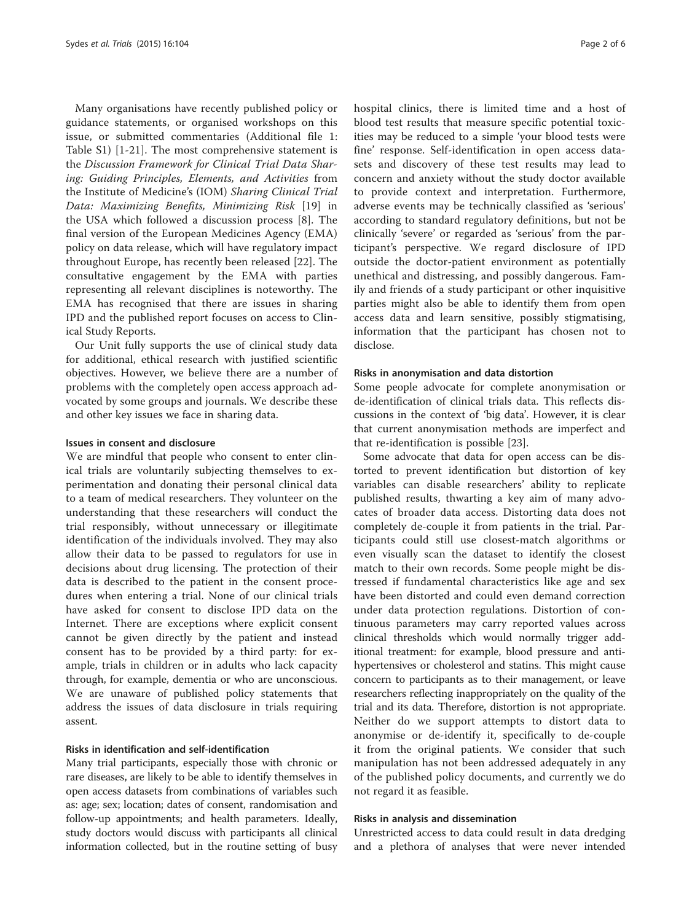Many organisations have recently published policy or guidance statements, or organised workshops on this issue, or submitted commentaries (Additional file 1: Table S1) [1-21]. The most comprehensive statement is the *Discussion Framework for Clinical Trial Data Sharing: Guiding Principles, Elements, and Activities* from the Institute of Medicine's (IOM) *Sharing Clinical Trial Data: Maximizing Benefits, Minimizing Risk* [19] in the USA which followed a discussion process [8]. The final version of the European Medicines Agency (EMA) policy on data release, which will have regulatory impact throughout Europe, has recently been released [22]. The consultative engagement by the EMA with parties representing all relevant disciplines is noteworthy. The EMA has recognised that there are issues in sharing IPD and the published report focuses on access to Clinical Study Reports.

Our Unit fully supports the use of clinical study data for additional, ethical research with justified scientific objectives. However, we believe there are a number of problems with the completely open access approach advocated by some groups and journals. We describe these and other key issues we face in sharing data.

#### Issues in consent and disclosure

We are mindful that people who consent to enter clinical trials are voluntarily subjecting themselves to experimentation and donating their personal clinical data to a team of medical researchers. They volunteer on the understanding that these researchers will conduct the trial responsibly, without unnecessary or illegitimate identification of the individuals involved. They may also allow their data to be passed to regulators for use in decisions about drug licensing. The protection of their data is described to the patient in the consent procedures when entering a trial. None of our clinical trials have asked for consent to disclose IPD data on the Internet. There are exceptions where explicit consent cannot be given directly by the patient and instead consent has to be provided by a third party: for example, trials in children or in adults who lack capacity through, for example, dementia or who are unconscious. We are unaware of published policy statements that address the issues of data disclosure in trials requiring assent.

#### Risks in identification and self-identification

Many trial participants, especially those with chronic or rare diseases, are likely to be able to identify themselves in open access datasets from combinations of variables such as: age; sex; location; dates of consent, randomisation and follow-up appointments; and health parameters. Ideally, study doctors would discuss with participants all clinical information collected, but in the routine setting of busy hospital clinics, there is limited time and a host of blood test results that measure specific potential toxicities may be reduced to a simple 'your blood tests were fine' response. Self-identification in open access datasets and discovery of these test results may lead to concern and anxiety without the study doctor available to provide context and interpretation. Furthermore, adverse events may be technically classified as 'serious' according to standard regulatory definitions, but not be clinically 'severe' or regarded as 'serious' from the participant's perspective. We regard disclosure of IPD outside the doctor-patient environment as potentially unethical and distressing, and possibly dangerous. Family and friends of a study participant or other inquisitive parties might also be able to identify them from open access data and learn sensitive, possibly stigmatising, information that the participant has chosen not to disclose.

#### Risks in anonymisation and data distortion

Some people advocate for complete anonymisation or de-identification of clinical trials data. This reflects discussions in the context of 'big data'. However, it is clear that current anonymisation methods are imperfect and that re-identification is possible [23].

Some advocate that data for open access can be distorted to prevent identification but distortion of key variables can disable researchers' ability to replicate published results, thwarting a key aim of many advocates of broader data access. Distorting data does not completely de-couple it from patients in the trial. Participants could still use closest-match algorithms or even visually scan the dataset to identify the closest match to their own records. Some people might be distressed if fundamental characteristics like age and sex have been distorted and could even demand correction under data protection regulations. Distortion of continuous parameters may carry reported values across clinical thresholds which would normally trigger additional treatment: for example, blood pressure and antihypertensives or cholesterol and statins. This might cause concern to participants as to their management, or leave researchers reflecting inappropriately on the quality of the trial and its data. Therefore, distortion is not appropriate. Neither do we support attempts to distort data to anonymise or de-identify it, specifically to de-couple it from the original patients. We consider that such manipulation has not been addressed adequately in any of the published policy documents, and currently we do not regard it as feasible.

#### Risks in analysis and dissemination

Unrestricted access to data could result in data dredging and a plethora of analyses that were never intended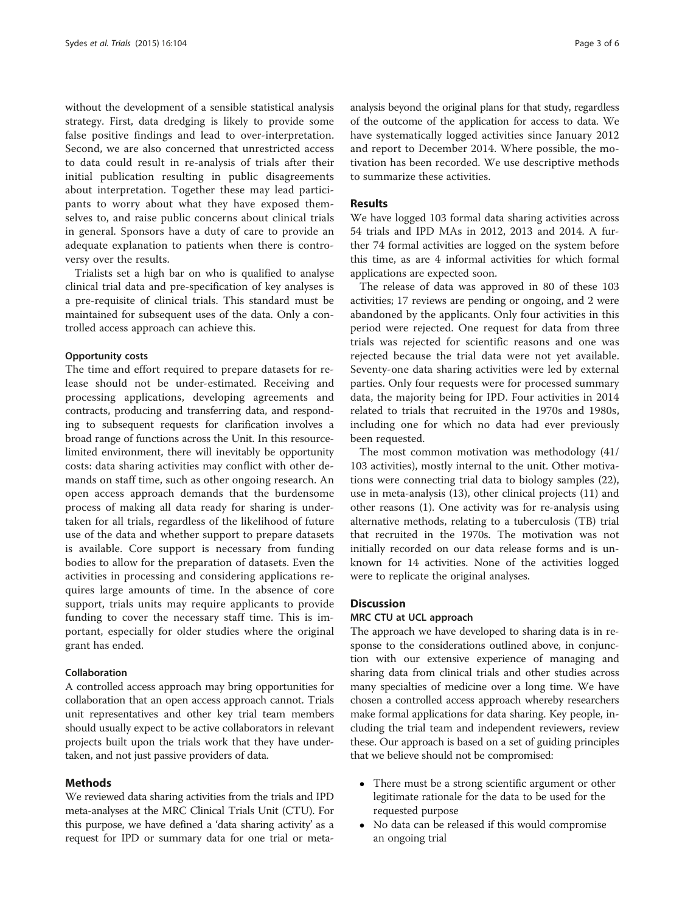without the development of a sensible statistical analysis strategy. First, data dredging is likely to provide some false positive findings and lead to over-interpretation. Second, we are also concerned that unrestricted access to data could result in re-analysis of trials after their initial publication resulting in public disagreements about interpretation. Together these may lead participants to worry about what they have exposed themselves to, and raise public concerns about clinical trials in general. Sponsors have a duty of care to provide an adequate explanation to patients when there is controversy over the results.

Trialists set a high bar on who is qualified to analyse clinical trial data and pre-specification of key analyses is a pre-requisite of clinical trials. This standard must be maintained for subsequent uses of the data. Only a controlled access approach can achieve this.

### Opportunity costs

The time and effort required to prepare datasets for release should not be under-estimated. Receiving and processing applications, developing agreements and contracts, producing and transferring data, and responding to subsequent requests for clarification involves a broad range of functions across the Unit. In this resource-limited environment, there will inevitably be opportunity costs: data sharing activities may conflict with other demands on staff time, such as other ongoing research. An open access approach demands that the burdensome process of making all data ready for sharing is undertaken for all trials, regardless of the likelihood of future use of the data and whether support to prepare datasets is available. Core support is necessary from funding bodies to allow for the preparation of datasets. Even the activities in processing and considering applications requires large amounts of time. In the absence of core support, trials units may require applicants to provide funding to cover the necessary staff time. This is important, especially for older studies where the original grant has ended.

### Collaboration

A controlled access approach may bring opportunities for collaboration that an open access approach cannot. Trials unit representatives and other key trial team members should usually expect to be active collaborators in relevant projects built upon the trials work that they have undertaken, and not just passive providers of data.

## Methods

We reviewed data sharing activities from the trials and IPD meta-analyses at the MRC Clinical Trials Unit (CTU). For this purpose, we have defined a 'data sharing activity' as a request for IPD or summary data for one trial or meta-analysis beyond the original plans for that study, regardless of the outcome of the application for access to data. We have systematically logged activities since January 2012 and report to December 2014. Where possible, the motivation has been recorded. We use descriptive methods to summarize these activities.

## Results

We have logged 103 formal data sharing activities across 54 trials and IPD MAs in 2012, 2013 and 2014. A further 74 formal activities are logged on the system before this time, as are 4 informal activities for which formal applications are expected soon.

The release of data was approved in 80 of these 103 activities; 17 reviews are pending or ongoing, and 2 were abandoned by the applicants. Only four activities in this period were rejected. One request for data from three trials was rejected for scientific reasons and one was rejected because the trial data were not yet available. Seventy-one data sharing activities were led by external parties. Only four requests were for processed summary data, the majority being for IPD. Four activities in 2014 related to trials that recruited in the 1970s and 1980s, including one for which no data had ever previously been requested.

The most common motivation was methodology (41/103 activities), mostly internal to the unit. Other motivations were connecting trial data to biology samples (22), use in meta-analysis (13), other clinical projects (11) and other reasons (1). One activity was for re-analysis using alternative methods, relating to a tuberculosis (TB) trial that recruited in the 1970s. The motivation was not initially recorded on our data release forms and is unknown for 14 activities. None of the activities logged were to replicate the original analyses.

## Discussion

### MRC CTU at UCL approach

The approach we have developed to sharing data is in response to the considerations outlined above, in conjunction with our extensive experience of managing and sharing data from clinical trials and other studies across many specialties of medicine over a long time. We have chosen a controlled access approach whereby researchers make formal applications for data sharing. Key people, including the trial team and independent reviewers, review these. Our approach is based on a set of guiding principles that we believe should not be compromised:

- There must be a strong scientific argument or other legitimate rationale for the data to be used for the requested purpose
- No data can be released if this would compromise an ongoing trial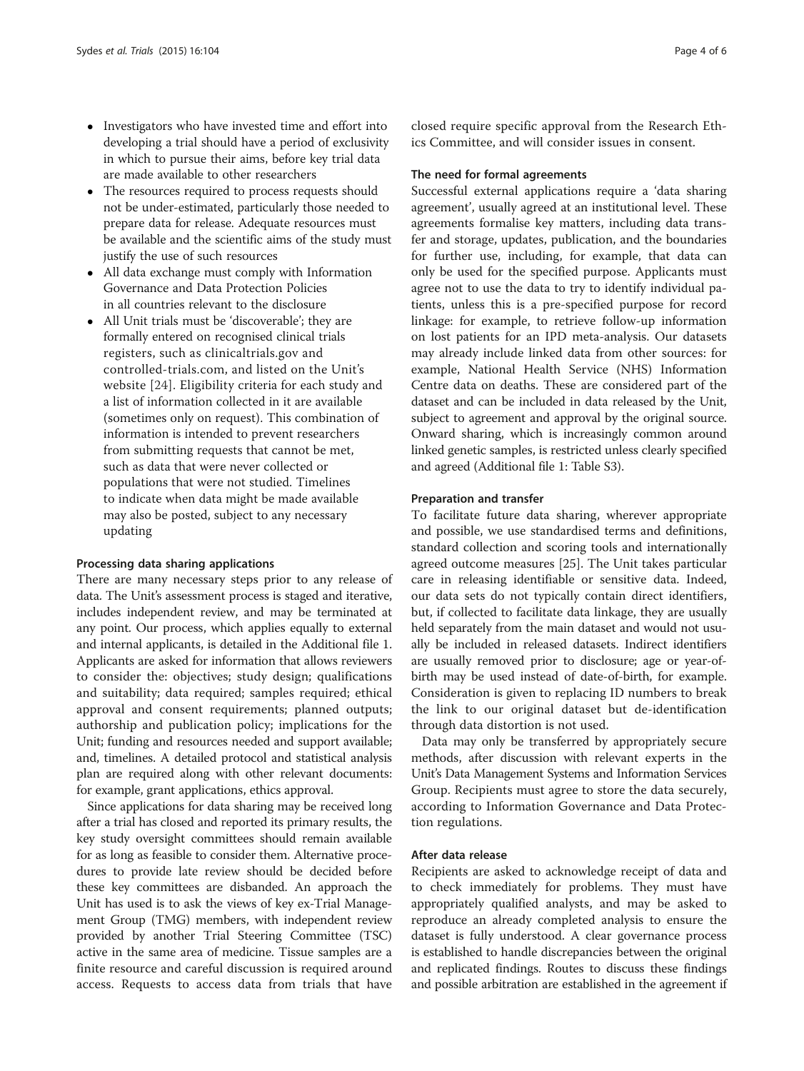- Investigators who have invested time and effort into developing a trial should have a period of exclusivity in which to pursue their aims, before key trial data are made available to other researchers
- The resources required to process requests should not be under-estimated, particularly those needed to prepare data for release. Adequate resources must be available and the scientific aims of the study must justify the use of such resources
- All data exchange must comply with Information Governance and Data Protection Policies in all countries relevant to the disclosure
- All Unit trials must be 'discoverable'; they are formally entered on recognised clinical trials registers, such as clinicaltrials.gov and controlled-trials.com, and listed on the Unit's website [24]. Eligibility criteria for each study and a list of information collected in it are available (sometimes only on request). This combination of information is intended to prevent researchers from submitting requests that cannot be met, such as data that were never collected or populations that were not studied. Timelines to indicate when data might be made available may also be posted, subject to any necessary updating

#### Processing data sharing applications

There are many necessary steps prior to any release of data. The Unit's assessment process is staged and iterative, includes independent review, and may be terminated at any point. Our process, which applies equally to external and internal applicants, is detailed in the Additional file 1. Applicants are asked for information that allows reviewers to consider the: objectives; study design; qualifications and suitability; data required; samples required; ethical approval and consent requirements; planned outputs; authorship and publication policy; implications for the Unit; funding and resources needed and support available; and, timelines. A detailed protocol and statistical analysis plan are required along with other relevant documents: for example, grant applications, ethics approval.

Since applications for data sharing may be received long after a trial has closed and reported its primary results, the key study oversight committees should remain available for as long as feasible to consider them. Alternative procedures to provide late review should be decided before these key committees are disbanded. An approach the Unit has used is to ask the views of key ex-Trial Management Group (TMG) members, with independent review provided by another Trial Steering Committee (TSC) active in the same area of medicine. Tissue samples are a finite resource and careful discussion is required around access. Requests to access data from trials that have closed require specific approval from the Research Ethics Committee, and will consider issues in consent.

#### The need for formal agreements

Successful external applications require a 'data sharing agreement', usually agreed at an institutional level. These agreements formalise key matters, including data transfer and storage, updates, publication, and the boundaries for further use, including, for example, that data can only be used for the specified purpose. Applicants must agree not to use the data to try to identify individual patients, unless this is a pre-specified purpose for record linkage: for example, to retrieve follow-up information on lost patients for an IPD meta-analysis. Our datasets may already include linked data from other sources: for example, National Health Service (NHS) Information Centre data on deaths. These are considered part of the dataset and can be included in data released by the Unit, subject to agreement and approval by the original source. Onward sharing, which is increasingly common around linked genetic samples, is restricted unless clearly specified and agreed (Additional file 1: Table S3).

#### Preparation and transfer

To facilitate future data sharing, wherever appropriate and possible, we use standardised terms and definitions, standard collection and scoring tools and internationally agreed outcome measures [25]. The Unit takes particular care in releasing identifiable or sensitive data. Indeed, our data sets do not typically contain direct identifiers, but, if collected to facilitate data linkage, they are usually held separately from the main dataset and would not usually be included in released datasets. Indirect identifiers are usually removed prior to disclosure; age or year-of-birth may be used instead of date-of-birth, for example. Consideration is given to replacing ID numbers to break the link to our original dataset but de-identification through data distortion is not used.

Data may only be transferred by appropriately secure methods, after discussion with relevant experts in the Unit's Data Management Systems and Information Services Group. Recipients must agree to store the data securely, according to Information Governance and Data Protection regulations.

#### After data release

Recipients are asked to acknowledge receipt of data and to check immediately for problems. They must have appropriately qualified analysts, and may be asked to reproduce an already completed analysis to ensure the dataset is fully understood. A clear governance process is established to handle discrepancies between the original and replicated findings. Routes to discuss these findings and possible arbitration are established in the agreement if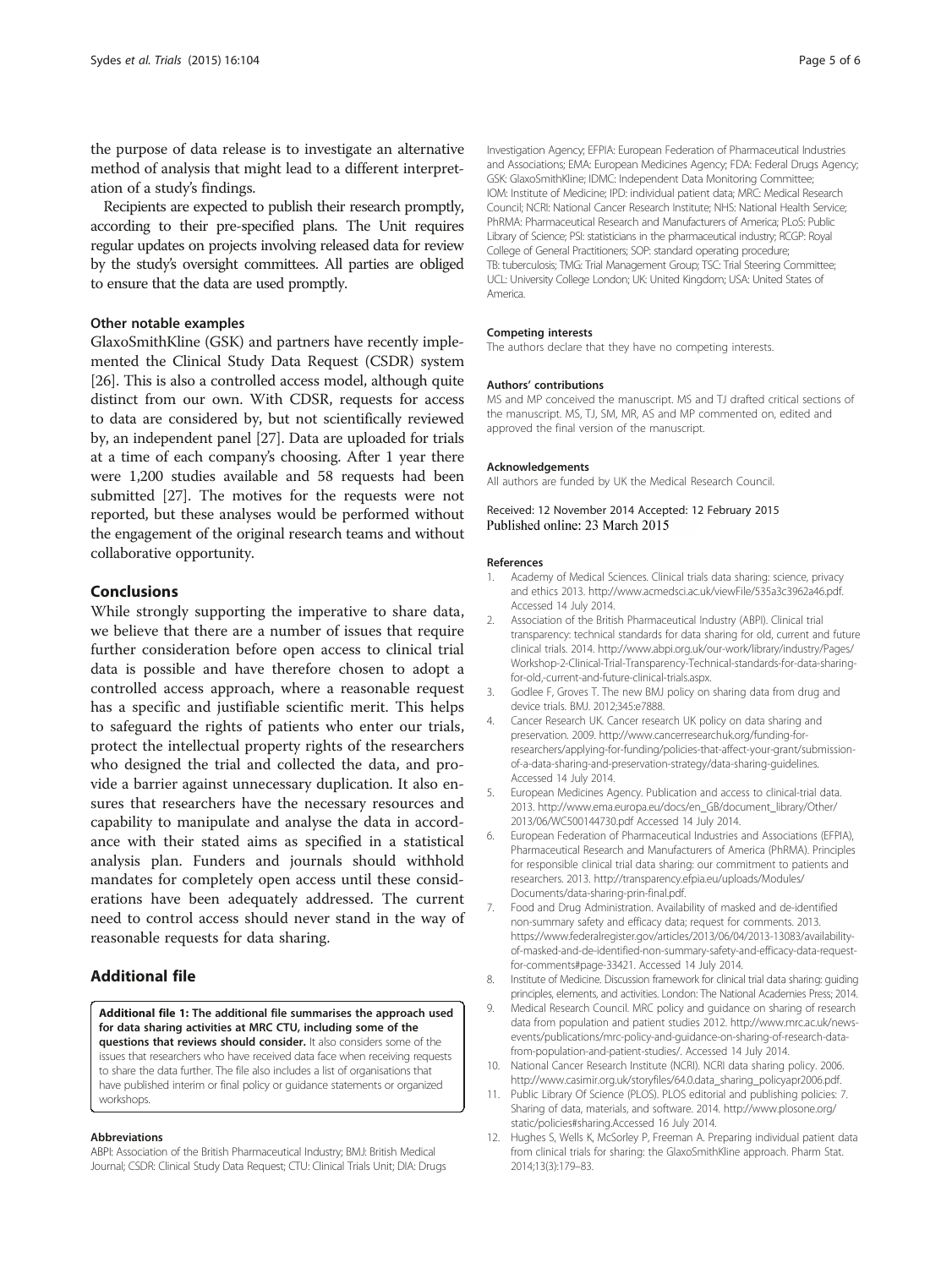the purpose of data release is to investigate an alternative method of analysis that might lead to a different interpretation of a study's findings.

Recipients are expected to publish their research promptly, according to their pre-specified plans. The Unit requires regular updates on projects involving released data for review by the study's oversight committees. All parties are obliged to ensure that the data are used promptly.

### Other notable examples

GlaxoSmithKline (GSK) and partners have recently implemented the Clinical Study Data Request (CSDR) system [26]. This is also a controlled access model, although quite distinct from our own. With CDSR, requests for access to data are considered by, but not scientifically reviewed by, an independent panel [27]. Data are uploaded for trials at a time of each company's choosing. After 1 year there were 1,200 studies available and 58 requests had been submitted [27]. The motives for the requests were not reported, but these analyses would be performed without the engagement of the original research teams and without collaborative opportunity.

## Conclusions

While strongly supporting the imperative to share data, we believe that there are a number of issues that require further consideration before open access to clinical trial data is possible and have therefore chosen to adopt a controlled access approach, where a reasonable request has a specific and justifiable scientific merit. This helps to safeguard the rights of patients who enter our trials, protect the intellectual property rights of the researchers who designed the trial and collected the data, and provide a barrier against unnecessary duplication. It also ensures that researchers have the necessary resources and capability to manipulate and analyse the data in accordance with their stated aims as specified in a statistical analysis plan. Funders and journals should withhold mandates for completely open access until these considerations have been adequately addressed. The current need to control access should never stand in the way of reasonable requests for data sharing.

## Additional file

**Additional file 1: The additional file summarises the approach used for data sharing activities at MRC CTU, including some of the questions that reviews should consider.** It also considers some of the issues that researchers who have received data face when receiving requests to share the data further. The file also includes a list of organisations that have published interim or final policy or guidance statements or organized workshops.

#### Abbreviations

ABPI: Association of the British Pharmaceutical Industry; BMJ: British Medical Journal; CSDR: Clinical Study Data Request; CTU: Clinical Trials Unit; DIA: Drugs Investigation Agency; EFPIA: European Federation of Pharmaceutical Industries and Associations; EMA: European Medicines Agency; FDA: Federal Drugs Agency; GSK: GlaxoSmithKline; IDMC: Independent Data Monitoring Committee; IOM: Institute of Medicine; IPD: individual patient data; MRC: Medical Research Council; NCRI: National Cancer Research Institute; NHS: National Health Service; PhRMA: Pharmaceutical Research and Manufacturers of America; PLoS: Public Library of Science; PSI: statisticians in the pharmaceutical industry; RCGP: Royal College of General Practitioners; SOP: standard operating procedure; TB: tuberculosis; TMG: Trial Management Group; TSC: Trial Steering Committee; UCL: University College London; UK: United Kingdom; USA: United States of America.

#### Competing interests

The authors declare that they have no competing interests.

#### Authors' contributions

MS and MP conceived the manuscript. MS and TJ drafted critical sections of the manuscript. MS, TJ, SM, MR, AS and MP commented on, edited and approved the final version of the manuscript.

#### Acknowledgements

All authors are funded by UK the Medical Research Council.

Received: 12 November 2014 Accepted: 12 February 2015
Published online: 23 March 2015

#### References

1. Academy of Medical Sciences. Clinical trials data sharing: science, privacy and ethics 2013. http://www.acmedsci.ac.uk/viewFile/535a3c3962a46.pdf. Accessed 14 July 2014.
2. Association of the British Pharmaceutical Industry (ABPI). Clinical trial transparency: technical standards for data sharing for old, current and future clinical trials. 2014. http://www.abpi.org.uk/our-work/library/industry/Pages/Workshop-2-Clinical-Trial-Transparency-Technical-standards-for-data-sharing-for-old,-current-and-future-clinical-trials.aspx.
3. Godlee F, Groves T. The new BMJ policy on sharing data from drug and device trials. BMJ. 2012;345:e7888.
4. Cancer Research UK. Cancer research UK policy on data sharing and preservation. 2009. http://www.cancerresearchuk.org/funding-for-researchers/applying-for-funding/policies-that-affect-your-grant/submission-of-a-data-sharing-and-preservation-strategy/data-sharing-guidelines. Accessed 14 July 2014.
5. European Medicines Agency. Publication and access to clinical-trial data. 2013. http://www.ema.europa.eu/docs/en_GB/document_library/Other/2013/06/WC500144730.pdf Accessed 14 July 2014.
6. European Federation of Pharmaceutical Industries and Associations (EFPIA), Pharmaceutical Research and Manufacturers of America (PhRMA). Principles for responsible clinical trial data sharing: our commitment to patients and researchers. 2013. http://transparency.efpia.eu/uploads/Modules/Documents/data-sharing-prin-final.pdf.
7. Food and Drug Administration. Availability of masked and de-identified non-summary safety and efficacy data; request for comments. 2013. https://www.federalregister.gov/articles/2013/06/04/2013-13083/availability-of-masked-and-de-identified-non-summary-safety-and-efficacy-data-request-for-comments#page-33421. Accessed 14 July 2014.
8. Institute of Medicine. Discussion framework for clinical trial data sharing: guiding principles, elements, and activities. London: The National Academies Press; 2014.
9. Medical Research Council. MRC policy and guidance on sharing of research data from population and patient studies 2012. http://www.mrc.ac.uk/news-events/publications/mrc-policy-and-guidance-on-sharing-of-research-data-from-population-and-patient-studies/. Accessed 14 July 2014.
10. National Cancer Research Institute (NCRI). NCRI data sharing policy. 2006. http://www.casimir.org.uk/storyfiles/64.0.data_sharing_policyapr2006.pdf.
11. Public Library Of Science (PLOS). PLOS editorial and publishing policies: 7. Sharing of data, materials, and software. 2014. http://www.plosone.org/static/policies#sharing.Accessed 16 July 2014.
12. Hughes S, Wells K, McSorley P, Freeman A. Preparing individual patient data from clinical trials for sharing: the GlaxoSmithKline approach. Pharm Stat. 2014;13(3):179–83.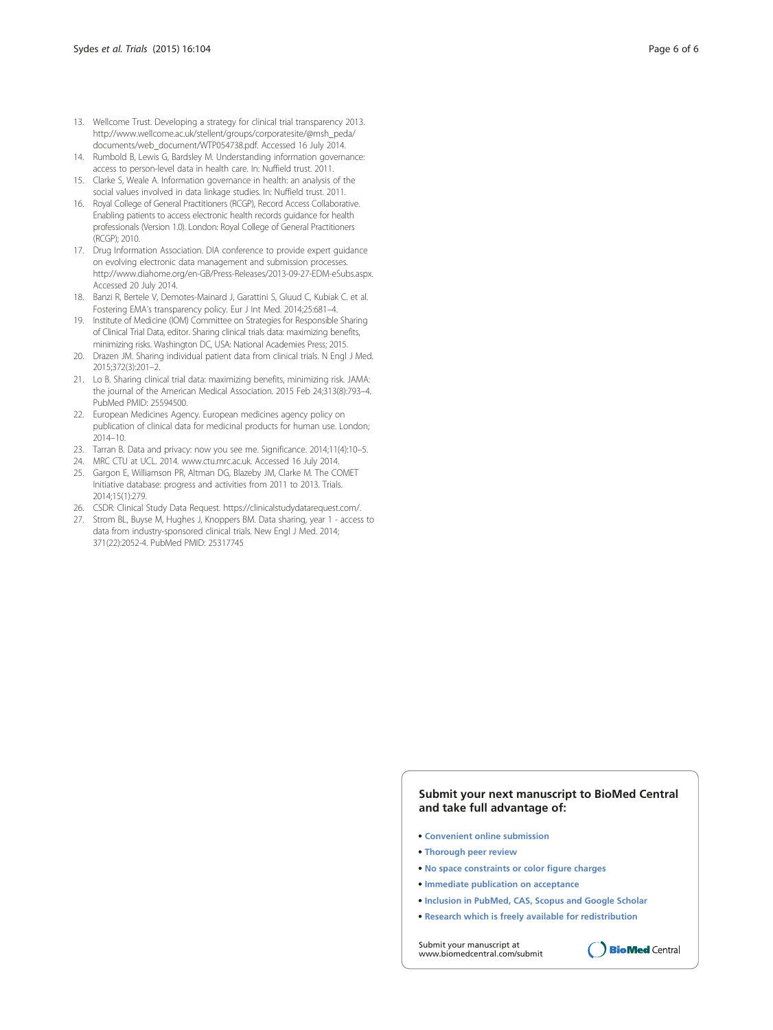13. Wellcome Trust. Developing a strategy for clinical trial transparency 2013. http://www.wellcome.ac.uk/stellent/groups/corporatesite/@msh_peda/documents/web_document/WTP054738.pdf. Accessed 16 July 2014.
14. Rumbold B, Lewis G, Bardsley M. Understanding information governance: access to person-level data in health care. In: Nuffield trust. 2011.
15. Clarke S, Weale A. Information governance in health: an analysis of the social values involved in data linkage studies. In: Nuffield trust. 2011.
16. Royal College of General Practitioners (RCGP), Record Access Collaborative. Enabling patients to access electronic health records guidance for health professionals (Version 1.0). London: Royal College of General Practitioners (RCGP); 2010.
17. Drug Information Association. DIA conference to provide expert guidance on evolving electronic data management and submission processes. http://www.diahome.org/en-GB/Press-Releases/2013-09-27-EDM-eSubs.aspx. Accessed 20 July 2014.
18. Banzi R, Bertele V, Demotes-Mainard J, Garattini S, Gluud C, Kubiak C. et al. Fostering EMA's transparency policy. Eur J Int Med. 2014;25:681–4.
19. Institute of Medicine (IOM) Committee on Strategies for Responsible Sharing of Clinical Trial Data, editor. Sharing clinical trials data: maximizing benefits, minimizing risks. Washington DC, USA: National Academies Press; 2015.
20. Drazen JM. Sharing individual patient data from clinical trials. N Engl J Med. 2015;372(3):201–2.
21. Lo B. Sharing clinical trial data: maximizing benefits, minimizing risk. JAMA: the journal of the American Medical Association. 2015 Feb 24;313(8):793–4. PubMed PMID: 25594500.
22. European Medicines Agency. European medicines agency policy on publication of clinical data for medicinal products for human use. London; 2014–10.
23. Tarran B. Data and privacy: now you see me. Significance. 2014;11(4):10–5.
24. MRC CTU at UCL. 2014. www.ctu.mrc.ac.uk. Accessed 16 July 2014.
25. Gargon E, Williamson PR, Altman DG, Blazeby JM, Clarke M. The COMET Initiative database: progress and activities from 2011 to 2013. Trials. 2014;15(1):279.
26. CSDR: Clinical Study Data Request. https://clinicalstudydatarequest.com/.
27. Strom BL, Buyse M, Hughes J, Knoppers BM. Data sharing, year 1 - access to data from industry-sponsored clinical trials. New Engl J Med. 2014; 371(22):2052-4. PubMed PMID: 25317745

**Submit your next manuscript to BioMed Central and take full advantage of:**

- **Convenient online submission**
- **Thorough peer review**
- **No space constraints or color figure charges**
- **Immediate publication on acceptance**
- **Inclusion in PubMed, CAS, Scopus and Google Scholar**
- **Research which is freely available for redistribution**

Submit your manuscript at
www.biomedcentral.com/submit

BioMed Central